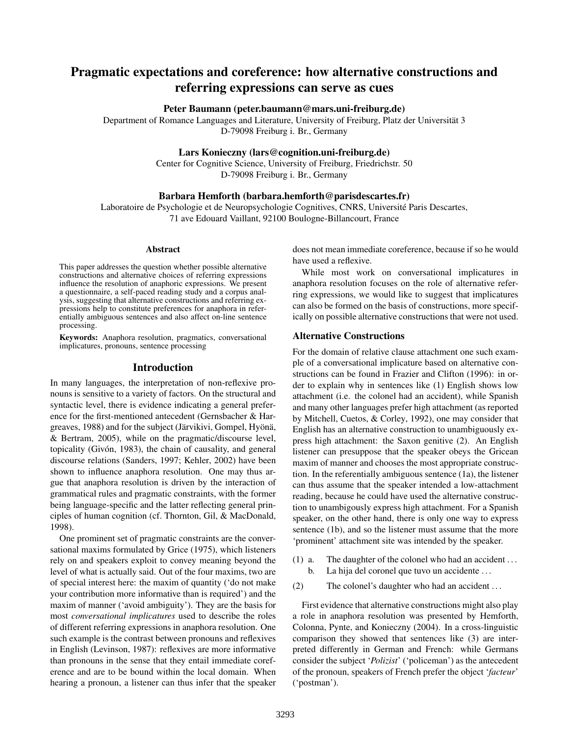# Pragmatic expectations and coreference: how alternative constructions and referring expressions can serve as cues

**Peter Baumann (peter.baumann@mars.uni-freiburg.de)**
Department of Romance Languages and Literature, University of Freiburg, Platz der Universität 3
D-79098 Freiburg i. Br., Germany

**Lars Konieczny (lars@cognition.uni-freiburg.de)**
Center for Cognitive Science, University of Freiburg, Friedrichstr. 50
D-79098 Freiburg i. Br., Germany

**Barbara Hemforth (barbara.hemforth@parisdescartes.fr)**
Laboratoire de Psychologie et de Neuropsychologie Cognitives, CNRS, Université Paris Descartes,
71 ave Edouard Vaillant, 92100 Boulogne-Billancourt, France

## Abstract

This paper addresses the question whether possible alternative constructions and alternative choices of referring expressions influence the resolution of anaphoric expressions. We present a questionnaire, a self-paced reading study and a corpus analysis, suggesting that alternative constructions and referring expressions help to constitute preferences for anaphora in referentially ambiguous sentences and also affect on-line sentence processing.

**Keywords:** Anaphora resolution, pragmatics, conversational implicatures, pronouns, sentence processing

## Introduction

In many languages, the interpretation of non-reflexive pronouns is sensitive to a variety of factors. On the structural and syntactic level, there is evidence indicating a general preference for the first-mentioned antecedent (Gernsbacher & Hargreaves, 1988) and for the subject (Järvikivi, Gompel, Hyönä, & Bertram, 2005), while on the pragmatic/discourse level, topicality (Givón, 1983), the chain of causality, and general discourse relations (Sanders, 1997; Kehler, 2002) have been shown to influence anaphora resolution. One may thus argue that anaphora resolution is driven by the interaction of grammatical rules and pragmatic constraints, with the former being language-specific and the latter reflecting general principles of human cognition (cf. Thornton, Gil, & MacDonald, 1998).

One prominent set of pragmatic constraints are the conversational maxims formulated by Grice (1975), which listeners rely on and speakers exploit to convey meaning beyond the level of what is actually said. Out of the four maxims, two are of special interest here: the maxim of quantity ('do not make your contribution more informative than is required') and the maxim of manner ('avoid ambiguity'). They are the basis for most *conversational implicatures* used to describe the roles of different referring expressions in anaphora resolution. One such example is the contrast between pronouns and reflexives in English (Levinson, 1987): reflexives are more informative than pronouns in the sense that they entail immediate coreference and are to be bound within the local domain. When hearing a pronoun, a listener can thus infer that the speaker does not mean immediate coreference, because if so he would have used a reflexive.

While most work on conversational implicatures in anaphora resolution focuses on the role of alternative referring expressions, we would like to suggest that implicatures can also be formed on the basis of constructions, more specifically on possible alternative constructions that were not used.

### Alternative Constructions

For the domain of relative clause attachment one such example of a conversational implicature based on alternative constructions can be found in Frazier and Clifton (1996): in order to explain why in sentences like (1) English shows low attachment (i.e. the colonel had an accident), while Spanish and many other languages prefer high attachment (as reported by Mitchell, Cuetos, & Corley, 1992), one may consider that English has an alternative construction to unambiguously express high attachment: the Saxon genitive (2). An English listener can presuppose that the speaker obeys the Gricean maxim of manner and chooses the most appropriate construction. In the referentially ambiguous sentence (1a), the listener can thus assume that the speaker intended a low-attachment reading, because he could have used the alternative construction to unambigously express high attachment. For a Spanish speaker, on the other hand, there is only one way to express sentence (1b), and so the listener must assume that the more 'prominent' attachment site was intended by the speaker.

(1) a. The daughter of the colonel who had an accident ...
    b. La hija del coronel que tuvo un accidente ...

(2) The colonel's daughter who had an accident ...

First evidence that alternative constructions might also play a role in anaphora resolution was presented by Hemforth, Colonna, Pynte, and Konieczny (2004). In a cross-linguistic comparison they showed that sentences like (3) are interpreted differently in German and French: while Germans consider the subject '*Polizist*' ('policeman') as the antecedent of the pronoun, speakers of French prefer the object '*facteur*' ('postman').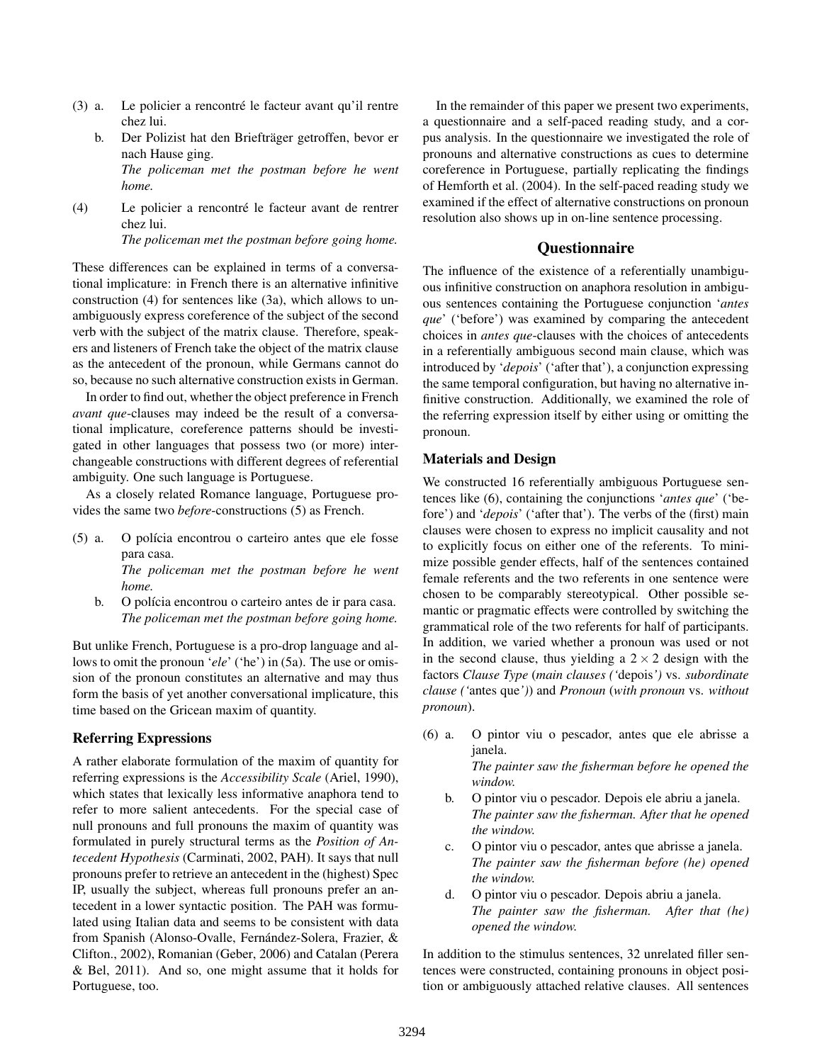(3) a. Le policier a rencontré le facteur avant qu'il rentre chez lui.

b. Der Polizist hat den Briefträger getroffen, bevor er nach Hause ging.
*The policeman met the postman before he went home.*

(4) Le policier a rencontré le facteur avant de rentrer chez lui.
*The policeman met the postman before going home.*

These differences can be explained in terms of a conversational implicature: in French there is an alternative infinitive construction (4) for sentences like (3a), which allows to unambiguously express coreference of the subject of the second verb with the subject of the matrix clause. Therefore, speakers and listeners of French take the object of the matrix clause as the antecedent of the pronoun, while Germans cannot do so, because no such alternative construction exists in German.

In order to find out, whether the object preference in French *avant que*-clauses may indeed be the result of a conversational implicature, coreference patterns should be investigated in other languages that possess two (or more) interchangeable constructions with different degrees of referential ambiguity. One such language is Portuguese.

As a closely related Romance language, Portuguese provides the same two *before*-constructions (5) as French.

(5) a. O polícia encontrou o carteiro antes que ele fosse para casa.
*The policeman met the postman before he went home.*

b. O polícia encontrou o carteiro antes de ir para casa.
*The policeman met the postman before going home.*

But unlike French, Portuguese is a pro-drop language and allows to omit the pronoun '*ele*' ('he') in (5a). The use or omission of the pronoun constitutes an alternative and may thus form the basis of yet another conversational implicature, this time based on the Gricean maxim of quantity.

### Referring Expressions

A rather elaborate formulation of the maxim of quantity for referring expressions is the *Accessibility Scale* (Ariel, 1990), which states that lexically less informative anaphora tend to refer to more salient antecedents. For the special case of null pronouns and full pronouns the maxim of quantity was formulated in purely structural terms as the *Position of Antecedent Hypothesis* (Carminati, 2002, PAH). It says that null pronouns prefer to retrieve an antecedent in the (highest) Spec IP, usually the subject, whereas full pronouns prefer an antecedent in a lower syntactic position. The PAH was formulated using Italian data and seems to be consistent with data from Spanish (Alonso-Ovalle, Fernández-Solera, Frazier, & Clifton., 2002), Romanian (Geber, 2006) and Catalan (Perera & Bel, 2011). And so, one might assume that it holds for Portuguese, too.

In the remainder of this paper we present two experiments, a questionnaire and a self-paced reading study, and a corpus analysis. In the questionnaire we investigated the role of pronouns and alternative constructions as cues to determine coreference in Portuguese, partially replicating the findings of Hemforth et al. (2004). In the self-paced reading study we examined if the effect of alternative constructions on pronoun resolution also shows up in on-line sentence processing.

## Questionnaire

The influence of the existence of a referentially unambiguous infinitive construction on anaphora resolution in ambiguous sentences containing the Portuguese conjunction '*antes que*' ('before') was examined by comparing the antecedent choices in *antes que*-clauses with the choices of antecedents in a referentially ambiguous second main clause, which was introduced by '*depois*' ('after that'), a conjunction expressing the same temporal configuration, but having no alternative infinitive construction. Additionally, we examined the role of the referring expression itself by either using or omitting the pronoun.

### Materials and Design

We constructed 16 referentially ambiguous Portuguese sentences like (6), containing the conjunctions '*antes que*' ('before') and '*depois*' ('after that'). The verbs of the (first) main clauses were chosen to express no implicit causality and not to explicitly focus on either one of the referents. To minimize possible gender effects, half of the sentences contained female referents and the two referents in one sentence were chosen to be comparably stereotypical. Other possible semantic or pragmatic effects were controlled by switching the grammatical role of the two referents for half of participants. In addition, we varied whether a pronoun was used or not in the second clause, thus yielding a $2 \times 2$ design with the factors *Clause Type* (*main clauses ('*depois*')* vs. *subordinate clause ('*antes que*')*) and *Pronoun* (*with pronoun* vs. *without pronoun*).

(6) a. O pintor viu o pescador, antes que ele abrisse a janela.
*The painter saw the fisherman before he opened the window.*

b. O pintor viu o pescador. Depois ele abriu a janela.
*The painter saw the fisherman. After that he opened the window.*

c. O pintor viu o pescador, antes que abrisse a janela.
*The painter saw the fisherman before (he) opened the window.*

d. O pintor viu o pescador. Depois abriu a janela.
*The painter saw the fisherman. After that (he) opened the window.*

In addition to the stimulus sentences, 32 unrelated filler sentences were constructed, containing pronouns in object position or ambiguously attached relative clauses. All sentences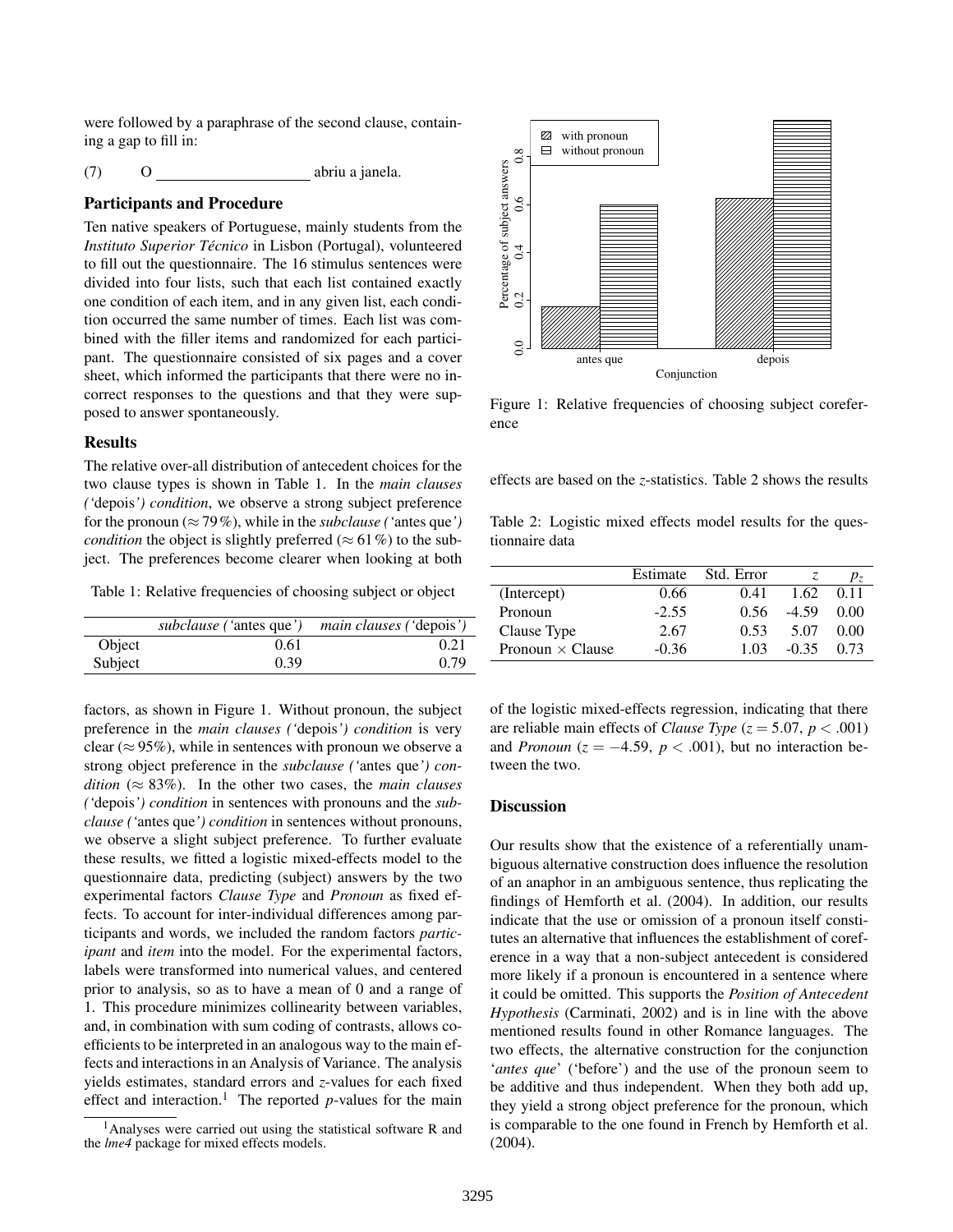were followed by a paraphrase of the second clause, containing a gap to fill in:

(7) O ____________________ abriu a janela.

### Participants and Procedure

Ten native speakers of Portuguese, mainly students from the *Instituto Superior Técnico* in Lisbon (Portugal), volunteered to fill out the questionnaire. The 16 stimulus sentences were divided into four lists, such that each list contained exactly one condition of each item, and in any given list, each condition occurred the same number of times. Each list was combined with the filler items and randomized for each participant. The questionnaire consisted of six pages and a cover sheet, which informed the participants that there were no incorrect responses to the questions and that they were supposed to answer spontaneously.

### Results

The relative over-all distribution of antecedent choices for the two clause types is shown in Table 1. In the *main clauses ('*depois*') condition*, we observe a strong subject preference for the pronoun ($\approx 79\,\%$), while in the *subclause ('*antes que*') condition* the object is slightly preferred ($\approx 61\,\%$) to the subject. The preferences become clearer when looking at both

Table 1: Relative frequencies of choosing subject or object

| | *subclause ('*antes que*')* | *main clauses ('*depois*')* |
|---|---|---|
| Object | 0.61 | 0.21 |
| Subject | 0.39 | 0.79 |

factors, as shown in Figure 1. Without pronoun, the subject preference in the *main clauses ('*depois*') condition* is very clear ($\approx 95\%$), while in sentences with pronoun we observe a strong object preference in the *subclause ('*antes que*') condition* ($\approx 83\%$). In the other two cases, the *main clauses ('*depois*') condition* in sentences with pronouns and the *subclause ('*antes que*') condition* in sentences without pronouns, we observe a slight subject preference. To further evaluate these results, we fitted a logistic mixed-effects model to the questionnaire data, predicting (subject) answers by the two experimental factors *Clause Type* and *Pronoun* as fixed effects. To account for inter-individual differences among participants and words, we included the random factors *participant* and *item* into the model. For the experimental factors, labels were transformed into numerical values, and centered prior to analysis, so as to have a mean of 0 and a range of 1. This procedure minimizes collinearity between variables, and, in combination with sum coding of contrasts, allows coefficients to be interpreted in an analogous way to the main effects and interactions in an Analysis of Variance. The analysis yields estimates, standard errors and $z$-values for each fixed effect and interaction.[1] The reported $p$-values for the main

[1] Analyses were carried out using the statistical software R and the *lme4* package for mixed effects models.

Figure 1: Relative frequencies of choosing subject coreference

effects are based on the $z$-statistics. Table 2 shows the results

Table 2: Logistic mixed effects model results for the questionnaire data

| | Estimate | Std. Error | $z$ | $p_z$ |
|---|---|---|---|---|
| (Intercept) | 0.66 | 0.41 | 1.62 | 0.11 |
| Pronoun | -2.55 | 0.56 | -4.59 | 0.00 |
| Clause Type | 2.67 | 0.53 | 5.07 | 0.00 |
| Pronoun × Clause | -0.36 | 1.03 | -0.35 | 0.73 |

of the logistic mixed-effects regression, indicating that there are reliable main effects of *Clause Type* ($z = 5.07$, $p < .001$) and *Pronoun* ($z = -4.59$, $p < .001$), but no interaction between the two.

### Discussion

Our results show that the existence of a referentially unambiguous alternative construction does influence the resolution of an anaphor in an ambiguous sentence, thus replicating the findings of Hemforth et al. (2004). In addition, our results indicate that the use or omission of a pronoun itself constitutes an alternative that influences the establishment of coreference in a way that a non-subject antecedent is considered more likely if a pronoun is encountered in a sentence where it could be omitted. This supports the *Position of Antecedent Hypothesis* (Carminati, 2002) and is in line with the above mentioned results found in other Romance languages. The two effects, the alternative construction for the conjunction '*antes que*' ('before') and the use of the pronoun seem to be additive and thus independent. When they both add up, they yield a strong object preference for the pronoun, which is comparable to the one found in French by Hemforth et al. (2004).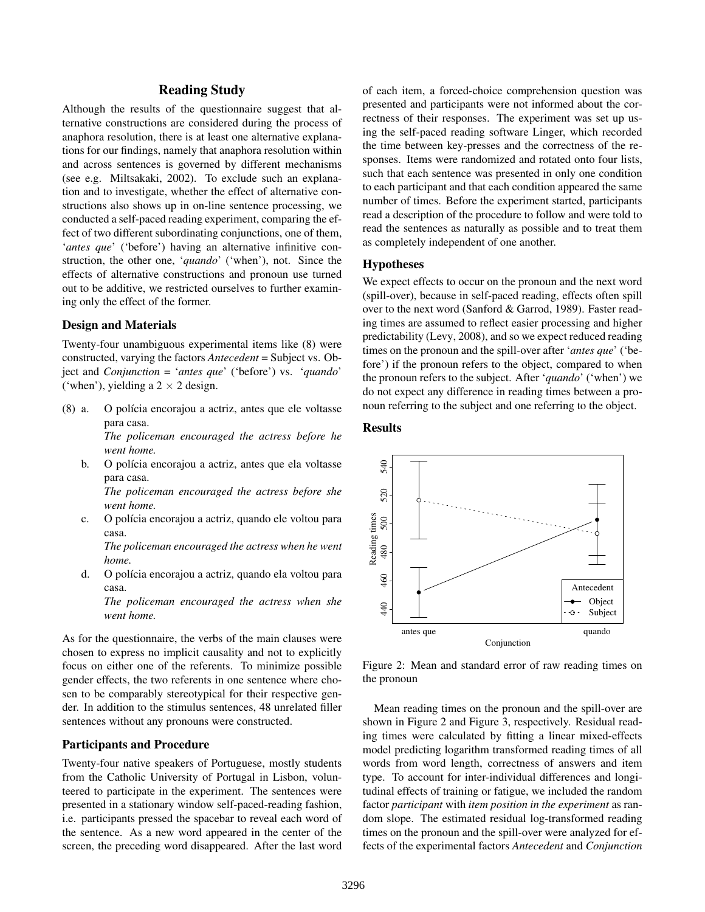## Reading Study

Although the results of the questionnaire suggest that alternative constructions are considered during the process of anaphora resolution, there is at least one alternative explanations for our findings, namely that anaphora resolution within and across sentences is governed by different mechanisms (see e.g. Miltsakaki, 2002). To exclude such an explanation and to investigate, whether the effect of alternative constructions also shows up in on-line sentence processing, we conducted a self-paced reading experiment, comparing the effect of two different subordinating conjunctions, one of them, '*antes que*' ('before') having an alternative infinitive construction, the other one, '*quando*' ('when'), not. Since the effects of alternative constructions and pronoun use turned out to be additive, we restricted ourselves to further examining only the effect of the former.

### Design and Materials

Twenty-four unambiguous experimental items like (8) were constructed, varying the factors *Antecedent* = Subject vs. Object and *Conjunction* = '*antes que*' ('before') vs. '*quando*' ('when'), yielding a $2 \times 2$ design.

(8) a. O polícia encorajou a actriz, antes que ele voltasse para casa.
*The policeman encouraged the actress before he went home.*

b. O polícia encorajou a actriz, antes que ela voltasse para casa.
*The policeman encouraged the actress before she went home.*

c. O polícia encorajou a actriz, quando ele voltou para casa.
*The policeman encouraged the actress when he went home.*

d. O polícia encorajou a actriz, quando ela voltou para casa.
*The policeman encouraged the actress when she went home.*

As for the questionnaire, the verbs of the main clauses were chosen to express no implicit causality and not to explicitly focus on either one of the referents. To minimize possible gender effects, the two referents in one sentence where chosen to be comparably stereotypical for their respective gender. In addition to the stimulus sentences, 48 unrelated filler sentences without any pronouns were constructed.

### Participants and Procedure

Twenty-four native speakers of Portuguese, mostly students from the Catholic University of Portugal in Lisbon, volunteered to participate in the experiment. The sentences were presented in a stationary window self-paced-reading fashion, i.e. participants pressed the spacebar to reveal each word of the sentence. As a new word appeared in the center of the screen, the preceding word disappeared. After the last word of each item, a forced-choice comprehension question was presented and participants were not informed about the correctness of their responses. The experiment was set up using the self-paced reading software Linger, which recorded the time between key-presses and the correctness of the responses. Items were randomized and rotated onto four lists, such that each sentence was presented in only one condition to each participant and that each condition appeared the same number of times. Before the experiment started, participants read a description of the procedure to follow and were told to read the sentences as naturally as possible and to treat them as completely independent of one another.

### Hypotheses

We expect effects to occur on the pronoun and the next word (spill-over), because in self-paced reading, effects often spill over to the next word (Sanford & Garrod, 1989). Faster reading times are assumed to reflect easier processing and higher predictability (Levy, 2008), and so we expect reduced reading times on the pronoun and the spill-over after '*antes que*' ('before') if the pronoun refers to the object, compared to when the pronoun refers to the subject. After '*quando*' ('when') we do not expect any difference in reading times between a pronoun referring to the subject and one referring to the object.

### Results

Figure 2: Mean and standard error of raw reading times on the pronoun

Mean reading times on the pronoun and the spill-over are shown in Figure 2 and Figure 3, respectively. Residual reading times were calculated by fitting a linear mixed-effects model predicting logarithm transformed reading times of all words from word length, correctness of answers and item type. To account for inter-individual differences and longitudinal effects of training or fatigue, we included the random factor *participant* with *item position in the experiment* as random slope. The estimated residual log-transformed reading times on the pronoun and the spill-over were analyzed for effects of the experimental factors *Antecedent* and *Conjunction*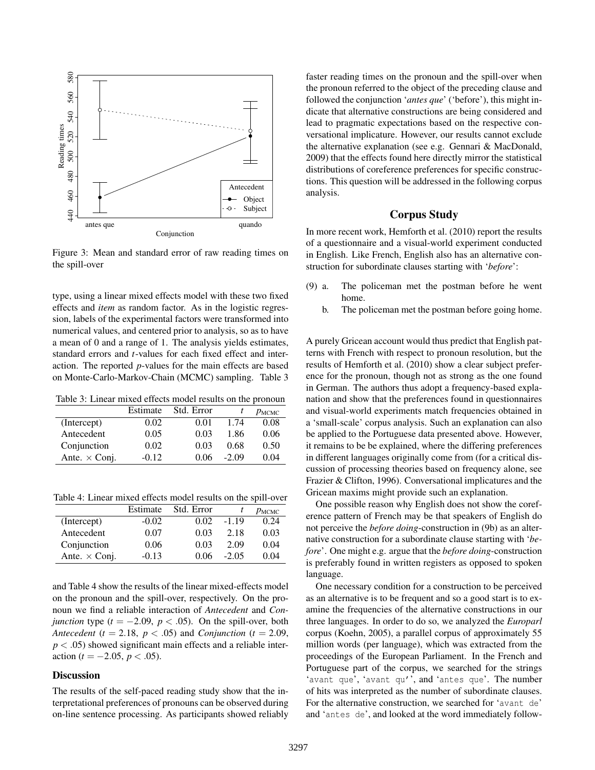Figure 3: Mean and standard error of raw reading times on the spill-over

type, using a linear mixed effects model with these two fixed effects and *item* as random factor. As in the logistic regression, labels of the experimental factors were transformed into numerical values, and centered prior to analysis, so as to have a mean of 0 and a range of 1. The analysis yields estimates, standard errors and *t*-values for each fixed effect and interaction. The reported *p*-values for the main effects are based on Monte-Carlo-Markov-Chain (MCMC) sampling. Table 3 and Table 4 show the results of the linear mixed-effects model on the pronoun and the spill-over, respectively. On the pronoun we find a reliable interaction of *Antecedent* and *Conjunction* type ($t = -2.09$, $p < .05$). On the spill-over, both *Antecedent* ($t = 2.18$, $p < .05$) and *Conjunction* ($t = 2.09$, $p < .05$) showed significant main effects and a reliable interaction ($t = -2.05$, $p < .05$).

Table 3: Linear mixed effects model results on the pronoun

| | Estimate | Std. Error | $t$ | $p_{\text{MCMC}}$ |
|---|---|---|---|---|
| (Intercept) | 0.02 | 0.01 | 1.74 | 0.08 |
| Antecedent | 0.05 | 0.03 | 1.86 | 0.06 |
| Conjunction | 0.02 | 0.03 | 0.68 | 0.50 |
| Ante. × Conj. | -0.12 | 0.06 | -2.09 | 0.04 |

Table 4: Linear mixed effects model results on the spill-over

| | Estimate | Std. Error | $t$ | $p_{\text{MCMC}}$ |
|---|---|---|---|---|
| (Intercept) | -0.02 | 0.02 | -1.19 | 0.24 |
| Antecedent | 0.07 | 0.03 | 2.18 | 0.03 |
| Conjunction | 0.06 | 0.03 | 2.09 | 0.04 |
| Ante. × Conj. | -0.13 | 0.06 | -2.05 | 0.04 |

### Discussion

The results of the self-paced reading study show that the interpretational preferences of pronouns can be observed during on-line sentence processing. As participants showed reliably faster reading times on the pronoun and the spill-over when the pronoun referred to the object of the preceding clause and followed the conjunction '*antes que*' ('before'), this might indicate that alternative constructions are being considered and lead to pragmatic expectations based on the respective conversational implicature. However, our results cannot exclude the alternative explanation (see e.g. Gennari & MacDonald, 2009) that the effects found here directly mirror the statistical distributions of coreference preferences for specific constructions. This question will be addressed in the following corpus analysis.

## Corpus Study

In more recent work, Hemforth et al. (2010) report the results of a questionnaire and a visual-world experiment conducted in English. Like French, English also has an alternative construction for subordinate clauses starting with '*before*':

(9) a. The policeman met the postman before he went home.
    b. The policeman met the postman before going home.

A purely Gricean account would thus predict that English patterns with French with respect to pronoun resolution, but the results of Hemforth et al. (2010) show a clear subject preference for the pronoun, though not as strong as the one found in German. The authors thus adopt a frequency-based explanation and show that the preferences found in questionnaires and visual-world experiments match frequencies obtained in a 'small-scale' corpus analysis. Such an explanation can also be applied to the Portuguese data presented above. However, it remains to be be explained, where the differing preferences in different languages originally come from (for a critical discussion of processing theories based on frequency alone, see Frazier & Clifton, 1996). Conversational implicatures and the Gricean maxims might provide such an explanation.

One possible reason why English does not show the coreference pattern of French may be that speakers of English do not perceive the *before doing*-construction in (9b) as an alternative construction for a subordinate clause starting with '*before*'. One might e.g. argue that the *before doing*-construction is preferably found in written registers as opposed to spoken language.

One necessary condition for a construction to be perceived as an alternative is to be frequent and so a good start is to examine the frequencies of the alternative constructions in our three languages. In order to do so, we analyzed the *Europarl* corpus (Koehn, 2005), a parallel corpus of approximately 55 million words (per language), which was extracted from the proceedings of the European Parliament. In the French and Portuguese part of the corpus, we searched for the strings '`avant que`', '`avant qu'`', and '`antes que`'. The number of hits was interpreted as the number of subordinate clauses. For the alternative construction, we searched for '`avant de`' and '`antes de`', and looked at the word immediately follow-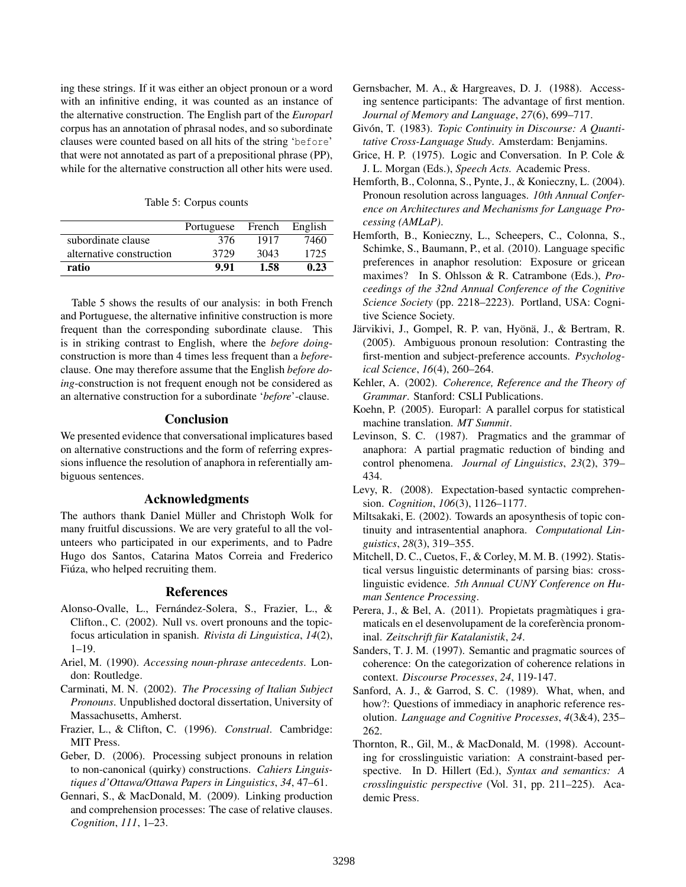ing these strings. If it was either an object pronoun or a word with an infinitive ending, it was counted as an instance of the alternative construction. The English part of the *Europarl* corpus has an annotation of phrasal nodes, and so subordinate clauses were counted based on all hits of the string 'before' that were not annotated as part of a prepositional phrase (PP), while for the alternative construction all other hits were used.

Table 5: Corpus counts

| | Portuguese | French | English |
|---|---|---|---|
| subordinate clause | 376 | 1917 | 7460 |
| alternative construction | 3729 | 3043 | 1725 |
| **ratio** | **9.91** | **1.58** | **0.23** |

Table 5 shows the results of our analysis: in both French and Portuguese, the alternative infinitive construction is more frequent than the corresponding subordinate clause. This is in striking contrast to English, where the *before doing*-construction is more than 4 times less frequent than a *before*-clause. One may therefore assume that the English *before doing*-construction is not frequent enough not be considered as an alternative construction for a subordinate '*before*'-clause.

## Conclusion

We presented evidence that conversational implicatures based on alternative constructions and the form of referring expressions influence the resolution of anaphora in referentially ambiguous sentences.

## Acknowledgments

The authors thank Daniel Müller and Christoph Wolk for many fruitful discussions. We are very grateful to all the volunteers who participated in our experiments, and to Padre Hugo dos Santos, Catarina Matos Correia and Frederico Fiúza, who helped recruiting them.

## References

Alonso-Ovalle, L., Fernández-Solera, S., Frazier, L., & Clifton., C. (2002). Null vs. overt pronouns and the topic-focus articulation in spanish. *Rivista di Linguistica*, *14*(2), 1–19.

Ariel, M. (1990). *Accessing noun-phrase antecedents*. London: Routledge.

Carminati, M. N. (2002). *The Processing of Italian Subject Pronouns*. Unpublished doctoral dissertation, University of Massachusetts, Amherst.

Frazier, L., & Clifton, C. (1996). *Construal*. Cambridge: MIT Press.

Geber, D. (2006). Processing subject pronouns in relation to non-canonical (quirky) constructions. *Cahiers Linguistiques d'Ottawa/Ottawa Papers in Linguistics*, *34*, 47–61.

Gennari, S., & MacDonald, M. (2009). Linking production and comprehension processes: The case of relative clauses. *Cognition*, *111*, 1–23.

Gernsbacher, M. A., & Hargreaves, D. J. (1988). Accessing sentence participants: The advantage of first mention. *Journal of Memory and Language*, *27*(6), 699–717.

Givón, T. (1983). *Topic Continuity in Discourse: A Quantitative Cross-Language Study*. Amsterdam: Benjamins.

Grice, H. P. (1975). Logic and Conversation. In P. Cole & J. L. Morgan (Eds.), *Speech Acts.* Academic Press.

Hemforth, B., Colonna, S., Pynte, J., & Konieczny, L. (2004). Pronoun resolution across languages. *10th Annual Conference on Architectures and Mechanisms for Language Processing (AMLaP)*.

Hemforth, B., Konieczny, L., Scheepers, C., Colonna, S., Schimke, S., Baumann, P., et al. (2010). Language specific preferences in anaphor resolution: Exposure or gricean maxims? In S. Ohlsson & R. Catrambone (Eds.), *Proceedings of the 32nd Annual Conference of the Cognitive Science Society* (pp. 2218–2223). Portland, USA: Cognitive Science Society.

Järvikivi, J., Gompel, R. P. van, Hyönä, J., & Bertram, R. (2005). Ambiguous pronoun resolution: Contrasting the first-mention and subject-preference accounts. *Psychological Science*, *16*(4), 260–264.

Kehler, A. (2002). *Coherence, Reference and the Theory of Grammar*. Stanford: CSLI Publications.

Koehn, P. (2005). Europarl: A parallel corpus for statistical machine translation. *MT Summit*.

Levinson, S. C. (1987). Pragmatics and the grammar of anaphora: A partial pragmatic reduction of binding and control phenomena. *Journal of Linguistics*, *23*(2), 379–434.

Levy, R. (2008). Expectation-based syntactic comprehension. *Cognition*, *106*(3), 1126–1177.

Miltsakaki, E. (2002). Towards an aposynthesis of topic continuity and intrasentential anaphora. *Computational Linguistics*, *28*(3), 319–355.

Mitchell, D. C., Cuetos, F., & Corley, M. M. B. (1992). Statistical versus linguistic determinants of parsing bias: crosslinguistic evidence. *5th Annual CUNY Conference on Human Sentence Processing*.

Perera, J., & Bel, A. (2011). Propietats pragmàtiques i gramaticals en el desenvolupament de la coreferència pronominal. *Zeitschrift für Katalanistik*, *24*.

Sanders, T. J. M. (1997). Semantic and pragmatic sources of coherence: On the categorization of coherence relations in context. *Discourse Processes*, *24*, 119-147.

Sanford, A. J., & Garrod, S. C. (1989). What, when, and how?: Questions of immediacy in anaphoric reference resolution. *Language and Cognitive Processes*, *4*(3&4), 235–262.

Thornton, R., Gil, M., & MacDonald, M. (1998). Accounting for crosslinguistic variation: A constraint-based perspective. In D. Hillert (Ed.), *Syntax and semantics: A crosslinguistic perspective* (Vol. 31, pp. 211–225). Academic Press.